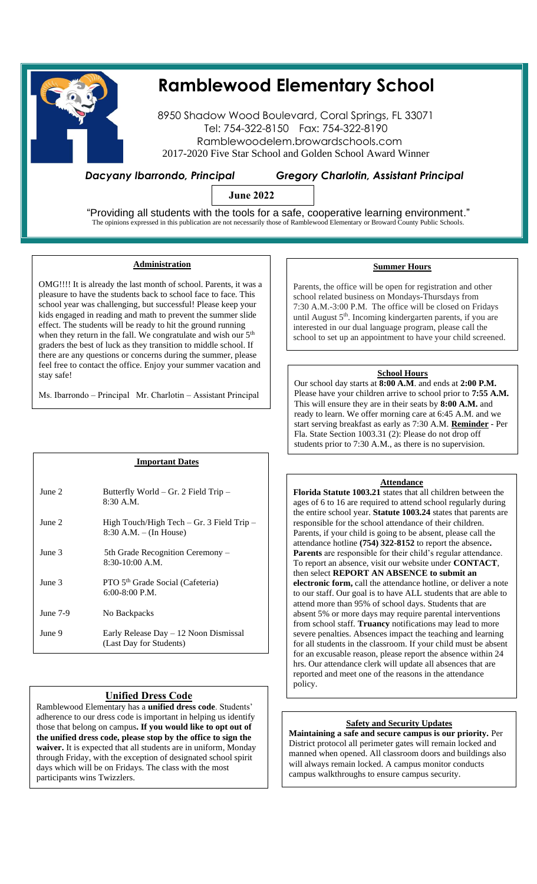# Ramblewood Elementary School

8950 Shadow Wood Boulevard, Coral Springs, FL 33071
Tel: 754-322-8150 Fax: 754-322-8190
Ramblewoodelem.browardschools.com
2017-2020 Five Star School and Golden School Award Winner

*Dacyany Ibarrondo, Principal* *Gregory Charlotin, Assistant Principal*

**June 2022**

"Providing all students with the tools for a safe, cooperative learning environment."

The opinions expressed in this publication are not necessarily those of Ramblewood Elementary or Broward County Public Schools.

## Administration

OMG!!!! It is already the last month of school. Parents, it was a pleasure to have the students back to school face to face. This school year was challenging, but successful! Please keep your kids engaged in reading and math to prevent the summer slide effect. The students will be ready to hit the ground running when they return in the fall. We congratulate and wish our 5th graders the best of luck as they transition to middle school. If there are any questions or concerns during the summer, please feel free to contact the office. Enjoy your summer vacation and stay safe!

Ms. Ibarrondo – Principal Mr. Charlotin – Assistant Principal

## Important Dates

| | |
|---|---|
| June 2 | Butterfly World – Gr. 2 Field Trip – 8:30 A.M. |
| June 2 | High Touch/High Tech – Gr. 3 Field Trip – 8:30 A.M. – (In House) |
| June 3 | 5th Grade Recognition Ceremony – 8:30-10:00 A.M. |
| June 3 | PTO 5th Grade Social (Cafeteria) 6:00-8:00 P.M. |
| June 7-9 | No Backpacks |
| June 9 | Early Release Day – 12 Noon Dismissal (Last Day for Students) |

## Unified Dress Code

Ramblewood Elementary has a **unified dress code**. Students' adherence to our dress code is important in helping us identify those that belong on campus**. If you would like to opt out of the unified dress code, please stop by the office to sign the waiver.** It is expected that all students are in uniform, Monday through Friday, with the exception of designated school spirit days which will be on Fridays. The class with the most participants wins Twizzlers.

## Summer Hours

Parents, the office will be open for registration and other school related business on Mondays-Thursdays from 7:30 A.M.-3:00 P.M. The office will be closed on Fridays until August 5th. Incoming kindergarten parents, if you are interested in our dual language program, please call the school to set up an appointment to have your child screened.

## School Hours

Our school day starts at **8:00 A.M**. and ends at **2:00 P.M.** Please have your children arrive to school prior to **7:55 A.M.** This will ensure they are in their seats by **8:00 A.M.** and ready to learn. We offer morning care at 6:45 A.M. and we start serving breakfast as early as 7:30 A.M. **Reminder** - Per Fla. State Section 1003.31 (2): Please do not drop off students prior to 7:30 A.M., as there is no supervision.

## Attendance

**Florida Statute 1003.21** states that all children between the ages of 6 to 16 are required to attend school regularly during the entire school year. **Statute 1003.24** states that parents are responsible for the school attendance of their children. Parents, if your child is going to be absent, please call the attendance hotline **(754) 322-8152** to report the absence**. Parents** are responsible for their child's regular attendance. To report an absence, visit our website under **CONTACT**, then select **REPORT AN ABSENCE to submit an electronic form,** call the attendance hotline, or deliver a note to our staff. Our goal is to have ALL students that are able to attend more than 95% of school days. Students that are absent 5% or more days may require parental interventions from school staff. **Truancy** notifications may lead to more severe penalties. Absences impact the teaching and learning for all students in the classroom. If your child must be absent for an excusable reason, please report the absence within 24 hrs. Our attendance clerk will update all absences that are reported and meet one of the reasons in the attendance policy.

## Safety and Security Updates

**Maintaining a safe and secure campus is our priority.** Per District protocol all perimeter gates will remain locked and manned when opened. All classroom doors and buildings also will always remain locked. A campus monitor conducts campus walkthroughs to ensure campus security.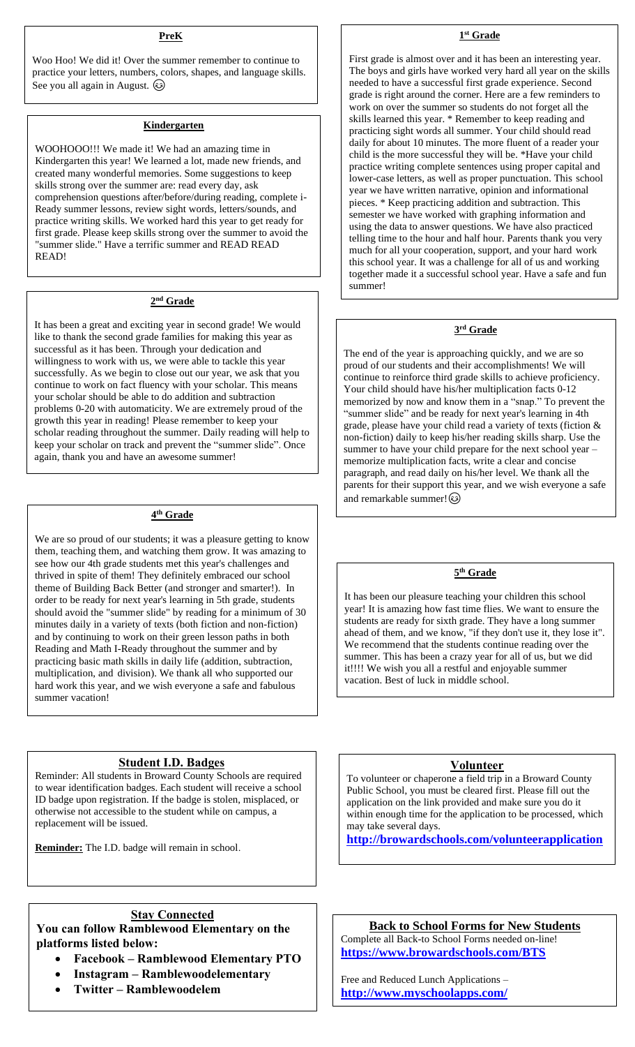## PreK

Woo Hoo! We did it! Over the summer remember to continue to practice your letters, numbers, colors, shapes, and language skills. See you all again in August. 😉

## Kindergarten

WOOHOOO!!! We made it! We had an amazing time in Kindergarten this year! We learned a lot, made new friends, and created many wonderful memories. Some suggestions to keep skills strong over the summer are: read every day, ask comprehension questions after/before/during reading, complete i-Ready summer lessons, review sight words, letters/sounds, and practice writing skills. We worked hard this year to get ready for first grade. Please keep skills strong over the summer to avoid the "summer slide." Have a terrific summer and READ READ READ!

## 2nd Grade

It has been a great and exciting year in second grade! We would like to thank the second grade families for making this year as successful as it has been. Through your dedication and willingness to work with us, we were able to tackle this year successfully. As we begin to close out our year, we ask that you continue to work on fact fluency with your scholar. This means your scholar should be able to do addition and subtraction problems 0-20 with automaticity. We are extremely proud of the growth this year in reading! Please remember to keep your scholar reading throughout the summer. Daily reading will help to keep your scholar on track and prevent the "summer slide". Once again, thank you and have an awesome summer!

## 4th Grade

We are so proud of our students; it was a pleasure getting to know them, teaching them, and watching them grow. It was amazing to see how our 4th grade students met this year's challenges and thrived in spite of them! They definitely embraced our school theme of Building Back Better (and stronger and smarter!). In order to be ready for next year's learning in 5th grade, students should avoid the "summer slide" by reading for a minimum of 30 minutes daily in a variety of texts (both fiction and non-fiction) and by continuing to work on their green lesson paths in both Reading and Math I-Ready throughout the summer and by practicing basic math skills in daily life (addition, subtraction, multiplication, and division). We thank all who supported our hard work this year, and we wish everyone a safe and fabulous summer vacation!

## 1st Grade

First grade is almost over and it has been an interesting year. The boys and girls have worked very hard all year on the skills needed to have a successful first grade experience. Second grade is right around the corner. Here are a few reminders to work on over the summer so students do not forget all the skills learned this year. * Remember to keep reading and practicing sight words all summer. Your child should read daily for about 10 minutes. The more fluent of a reader your child is the more successful they will be. *Have your child practice writing complete sentences using proper capital and lower-case letters, as well as proper punctuation. This school year we have written narrative, opinion and informational pieces. * Keep practicing addition and subtraction. This semester we have worked with graphing information and using the data to answer questions. We have also practiced telling time to the hour and half hour. Parents thank you very much for all your cooperation, support, and your hard work this school year. It was a challenge for all of us and working together made it a successful school year. Have a safe and fun summer!

## 3rd Grade

The end of the year is approaching quickly, and we are so proud of our students and their accomplishments! We will continue to reinforce third grade skills to achieve proficiency. Your child should have his/her multiplication facts 0-12 memorized by now and know them in a "snap." To prevent the "summer slide" and be ready for next year's learning in 4th grade, please have your child read a variety of texts (fiction & non-fiction) daily to keep his/her reading skills sharp. Use the summer to have your child prepare for the next school year – memorize multiplication facts, write a clear and concise paragraph, and read daily on his/her level. We thank all the parents for their support this year, and we wish everyone a safe and remarkable summer! 😉

## 5th Grade

It has been our pleasure teaching your children this school year! It is amazing how fast time flies. We want to ensure the students are ready for sixth grade. They have a long summer ahead of them, and we know, "if they don't use it, they lose it". We recommend that the students continue reading over the summer. This has been a crazy year for all of us, but we did it!!!! We wish you all a restful and enjoyable summer vacation. Best of luck in middle school.

## Student I.D. Badges

Reminder: All students in Broward County Schools are required to wear identification badges. Each student will receive a school ID badge upon registration. If the badge is stolen, misplaced, or otherwise not accessible to the student while on campus, a replacement will be issued.

**Reminder:** The I.D. badge will remain in school.

## Volunteer

To volunteer or chaperone a field trip in a Broward County Public School, you must be cleared first. Please fill out the application on the link provided and make sure you do it within enough time for the application to be processed, which may take several days.

**http://browardschools.com/volunteerapplication**

## Stay Connected

**You can follow Ramblewood Elementary on the platforms listed below:**

- **Facebook – Ramblewood Elementary PTO**
- **Instagram – Ramblewoodelementary**
- **Twitter – Ramblewoodelem**

## Back to School Forms for New Students

Complete all Back-to School Forms needed on-line!
**https://www.browardschools.com/BTS**

Free and Reduced Lunch Applications –
**http://www.myschoolapps.com/**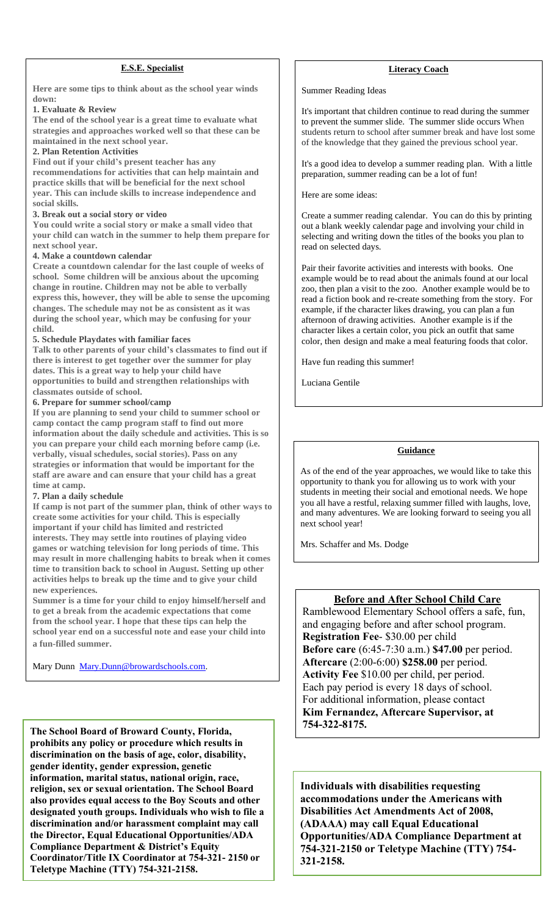## E.S.E. Specialist

**Here are some tips to think about as the school year winds down:**

**1. Evaluate & Review**

**The end of the school year is a great time to evaluate what strategies and approaches worked well so that these can be maintained in the next school year.**

**2. Plan Retention Activities**

**Find out if your child's present teacher has any recommendations for activities that can help maintain and practice skills that will be beneficial for the next school year. This can include skills to increase independence and social skills.**

**3. Break out a social story or video**

**You could write a social story or make a small video that your child can watch in the summer to help them prepare for next school year.**

**4. Make a countdown calendar**

**Create a countdown calendar for the last couple of weeks of school. Some children will be anxious about the upcoming change in routine. Children may not be able to verbally express this, however, they will be able to sense the upcoming changes. The schedule may not be as consistent as it was during the school year, which may be confusing for your child.**

**5. Schedule Playdates with familiar faces**

**Talk to other parents of your child's classmates to find out if there is interest to get together over the summer for play dates. This is a great way to help your child have opportunities to build and strengthen relationships with classmates outside of school.**

**6. Prepare for summer school/camp**

**If you are planning to send your child to summer school or camp contact the camp program staff to find out more information about the daily schedule and activities. This is so you can prepare your child each morning before camp (i.e. verbally, visual schedules, social stories). Pass on any strategies or information that would be important for the staff are aware and can ensure that your child has a great time at camp.**

**7. Plan a daily schedule**

**If camp is not part of the summer plan, think of other ways to create some activities for your child. This is especially important if your child has limited and restricted interests. They may settle into routines of playing video games or watching television for long periods of time. This may result in more challenging habits to break when it comes time to transition back to school in August. Setting up other activities helps to break up the time and to give your child new experiences.**

**Summer is a time for your child to enjoy himself/herself and to get a break from the academic expectations that come from the school year. I hope that these tips can help the school year end on a successful note and ease your child into a fun-filled summer.**

Mary Dunn Mary.Dunn@browardschools.com.

## Literacy Coach

Summer Reading Ideas

It's important that children continue to read during the summer to prevent the summer slide. The summer slide occurs When students return to school after summer break and have lost some of the knowledge that they gained the previous school year.

It's a good idea to develop a summer reading plan. With a little preparation, summer reading can be a lot of fun!

Here are some ideas:

Create a summer reading calendar. You can do this by printing out a blank weekly calendar page and involving your child in selecting and writing down the titles of the books you plan to read on selected days.

Pair their favorite activities and interests with books. One example would be to read about the animals found at our local zoo, then plan a visit to the zoo. Another example would be to read a fiction book and re-create something from the story. For example, if the character likes drawing, you can plan a fun afternoon of drawing activities. Another example is if the character likes a certain color, you pick an outfit that same color, then design and make a meal featuring foods that color.

Have fun reading this summer!

Luciana Gentile

## Guidance

As of the end of the year approaches, we would like to take this opportunity to thank you for allowing us to work with your students in meeting their social and emotional needs. We hope you all have a restful, relaxing summer filled with laughs, love, and many adventures. We are looking forward to seeing you all next school year!

Mrs. Schaffer and Ms. Dodge

## Before and After School Child Care

Ramblewood Elementary School offers a safe, fun, and engaging before and after school program.

**Registration Fee**- $30.00 per child

**Before care** (6:45-7:30 a.m.) **$47.00** per period.

**Aftercare** (2:00-6:00) **$258.00** per period.

**Activity Fee** $10.00 per child, per period.

Each pay period is every 18 days of school.

For additional information, please contact **Kim Fernandez, Aftercare Supervisor, at 754-322-8175.**

**The School Board of Broward County, Florida, prohibits any policy or procedure which results in discrimination on the basis of age, color, disability, gender identity, gender expression, genetic information, marital status, national origin, race, religion, sex or sexual orientation. The School Board also provides equal access to the Boy Scouts and other designated youth groups. Individuals who wish to file a discrimination and/or harassment complaint may call the Director, Equal Educational Opportunities/ADA Compliance Department & District's Equity Coordinator/Title IX Coordinator at 754-321- 2150 or Teletype Machine (TTY) 754-321-2158.**

**Individuals with disabilities requesting accommodations under the Americans with Disabilities Act Amendments Act of 2008, (ADAAA) may call Equal Educational Opportunities/ADA Compliance Department at 754-321-2150 or Teletype Machine (TTY) 754-321-2158.**